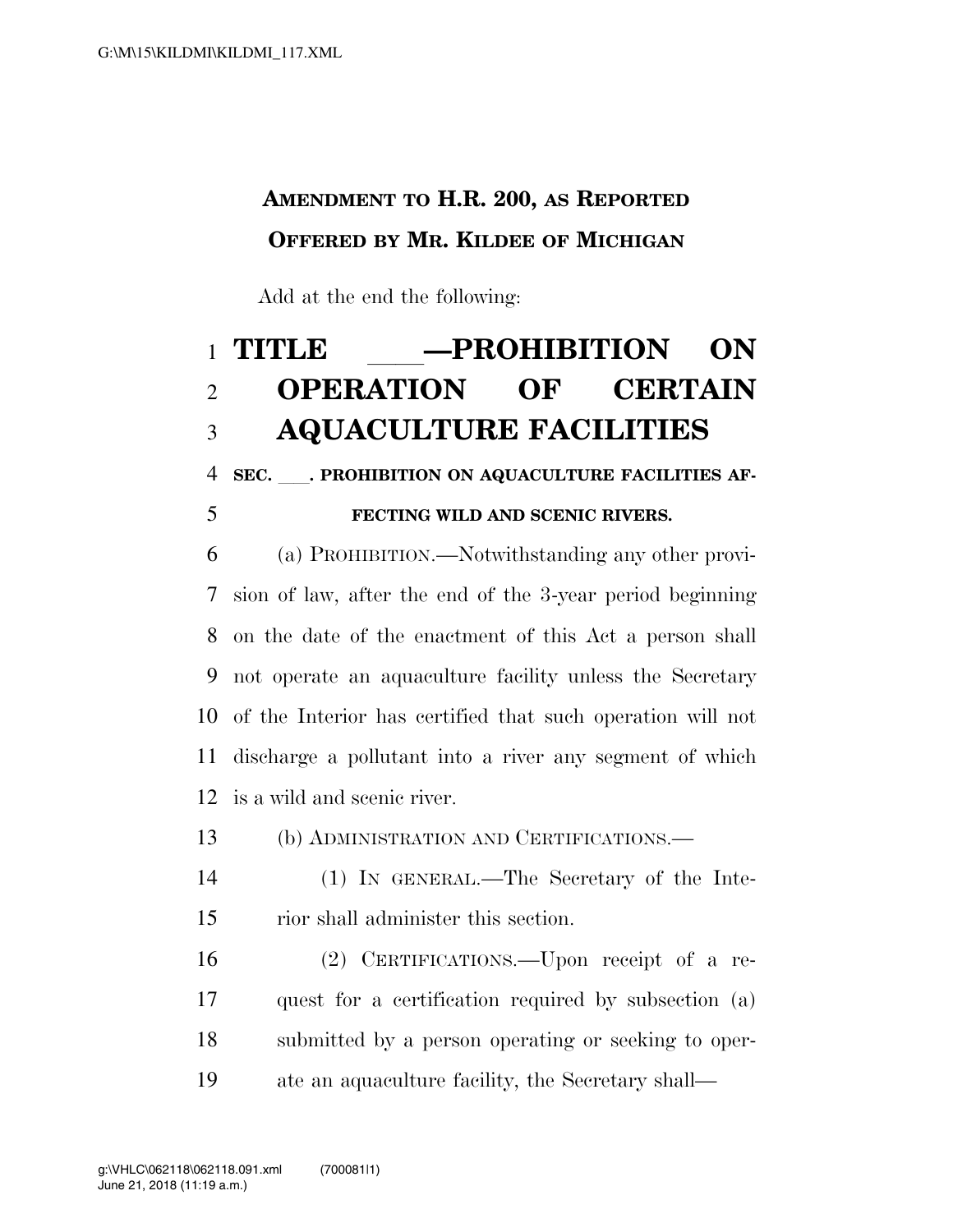**AMENDMENT TO H.R. 200, AS REPORTED**
**OFFERED BY MR. KILDEE OF MICHIGAN**

Add at the end the following:

# TITLE ___—PROHIBITION ON OPERATION OF CERTAIN AQUACULTURE FACILITIES

### SEC. ___. PROHIBITION ON AQUACULTURE FACILITIES AFFECTING WILD AND SCENIC RIVERS.

(a) PROHIBITION.—Notwithstanding any other provision of law, after the end of the 3-year period beginning on the date of the enactment of this Act a person shall not operate an aquaculture facility unless the Secretary of the Interior has certified that such operation will not discharge a pollutant into a river any segment of which is a wild and scenic river.

(b) ADMINISTRATION AND CERTIFICATIONS.—

(1) IN GENERAL.—The Secretary of the Interior shall administer this section.

(2) CERTIFICATIONS.—Upon receipt of a request for a certification required by subsection (a) submitted by a person operating or seeking to operate an aquaculture facility, the Secretary shall—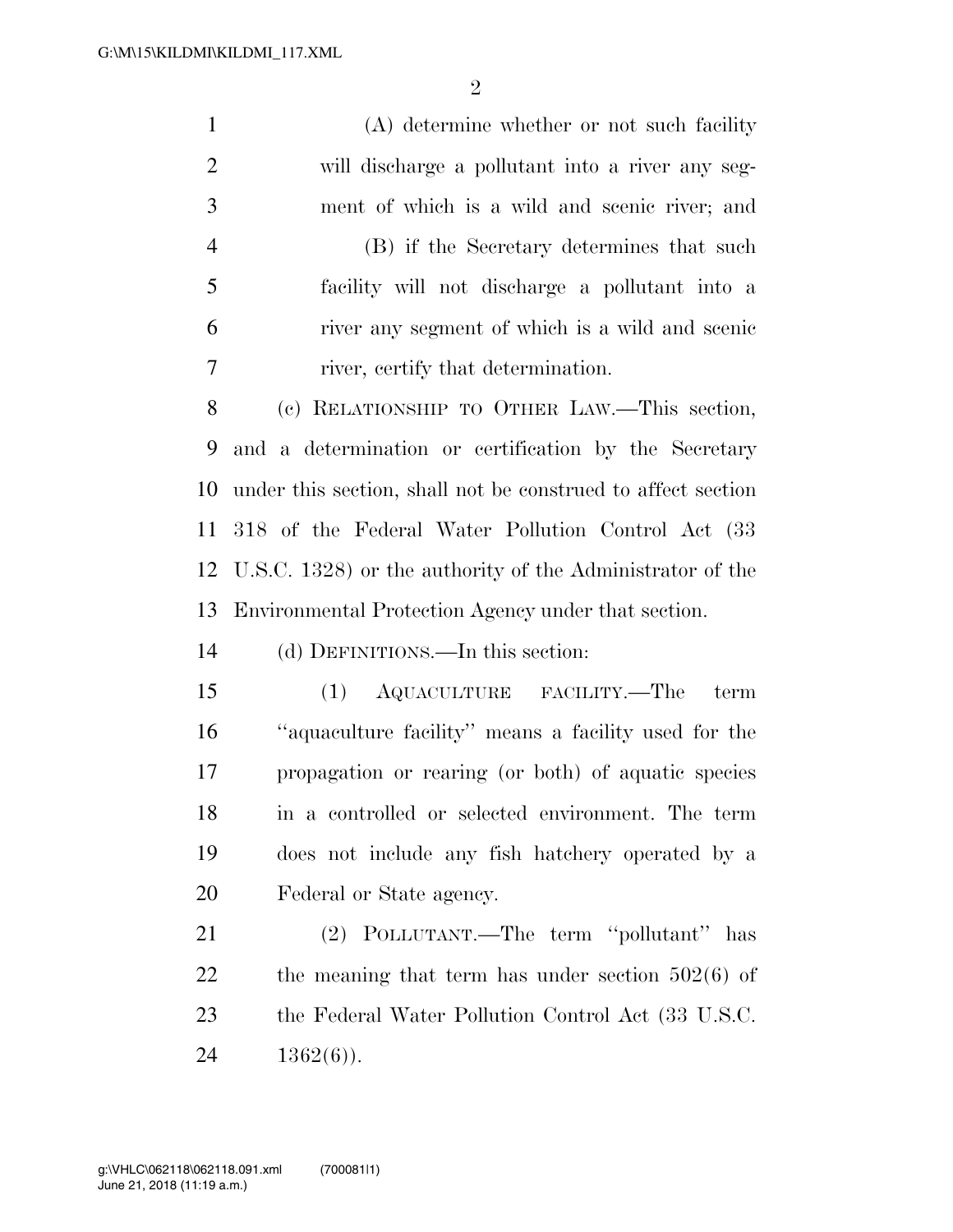(A) determine whether or not such facility will discharge a pollutant into a river any segment of which is a wild and scenic river; and

(B) if the Secretary determines that such facility will not discharge a pollutant into a river any segment of which is a wild and scenic river, certify that determination.

(c) RELATIONSHIP TO OTHER LAW.—This section, and a determination or certification by the Secretary under this section, shall not be construed to affect section 318 of the Federal Water Pollution Control Act (33 U.S.C. 1328) or the authority of the Administrator of the Environmental Protection Agency under that section.

(d) DEFINITIONS.—In this section:

(1) AQUACULTURE FACILITY.—The term ''aquaculture facility'' means a facility used for the propagation or rearing (or both) of aquatic species in a controlled or selected environment. The term does not include any fish hatchery operated by a Federal or State agency.

(2) POLLUTANT.—The term ''pollutant'' has the meaning that term has under section 502(6) of the Federal Water Pollution Control Act (33 U.S.C. 1362(6)).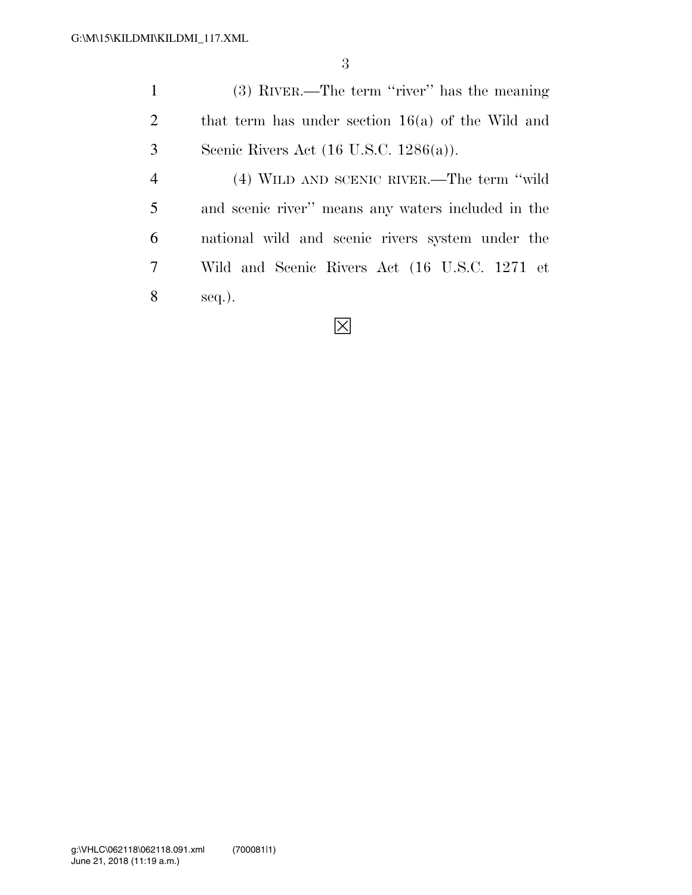(3) RIVER.—The term ''river'' has the meaning that term has under section 16(a) of the Wild and Scenic Rivers Act (16 U.S.C. 1286(a)).

(4) WILD AND SCENIC RIVER.—The term ''wild and scenic river'' means any waters included in the national wild and scenic rivers system under the Wild and Scenic Rivers Act (16 U.S.C. 1271 et seq.).